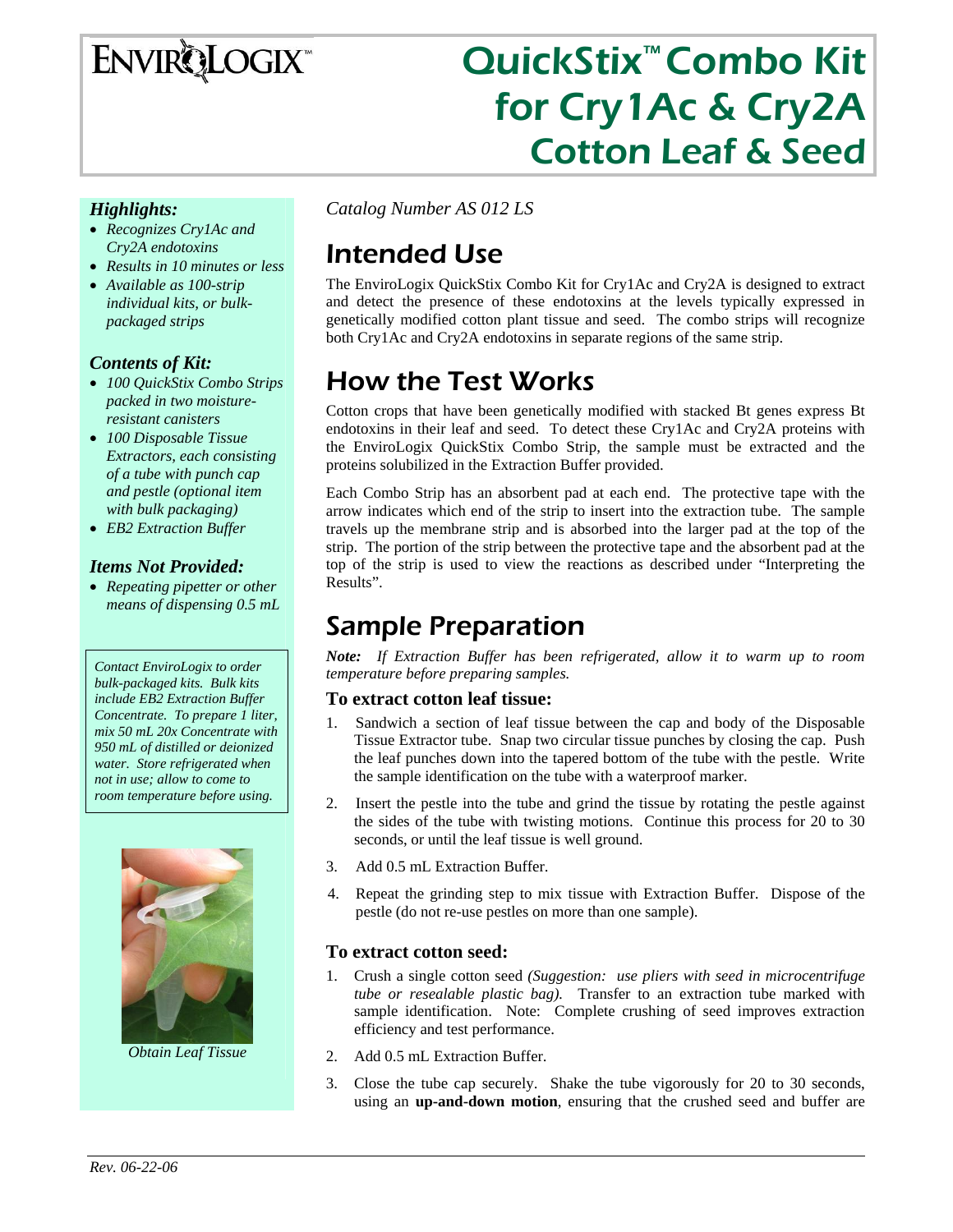ENVIROLOGIX™

# QuickStix™ Combo Kit for Cry1Ac & Cry2A Cotton Leaf & Seed

*Highlights:*

- *Recognizes Cry1Ac and Cry2A endotoxins*
- *Results in 10 minutes or less*
- *Available as 100-strip individual kits, or bulk-packaged strips*

*Contents of Kit:*

- *100 QuickStix Combo Strips packed in two moisture-resistant canisters*
- *100 Disposable Tissue Extractors, each consisting of a tube with punch cap and pestle (optional item with bulk packaging)*
- *EB2 Extraction Buffer*

*Items Not Provided:*

- *Repeating pipetter or other means of dispensing 0.5 mL*

*Contact EnviroLogix to order bulk-packaged kits. Bulk kits include EB2 Extraction Buffer Concentrate. To prepare 1 liter, mix 50 mL 20x Concentrate with 950 mL of distilled or deionized water. Store refrigerated when not in use; allow to come to room temperature before using.*

*Obtain Leaf Tissue*

*Catalog Number AS 012 LS*

## Intended Use

The EnviroLogix QuickStix Combo Kit for Cry1Ac and Cry2A is designed to extract and detect the presence of these endotoxins at the levels typically expressed in genetically modified cotton plant tissue and seed. The combo strips will recognize both Cry1Ac and Cry2A endotoxins in separate regions of the same strip.

## How the Test Works

Cotton crops that have been genetically modified with stacked Bt genes express Bt endotoxins in their leaf and seed. To detect these Cry1Ac and Cry2A proteins with the EnviroLogix QuickStix Combo Strip, the sample must be extracted and the proteins solubilized in the Extraction Buffer provided.

Each Combo Strip has an absorbent pad at each end. The protective tape with the arrow indicates which end of the strip to insert into the extraction tube. The sample travels up the membrane strip and is absorbed into the larger pad at the top of the strip. The portion of the strip between the protective tape and the absorbent pad at the top of the strip is used to view the reactions as described under "Interpreting the Results".

## Sample Preparation

***Note:*** *If Extraction Buffer has been refrigerated, allow it to warm up to room temperature before preparing samples.*

### To extract cotton leaf tissue:

1. Sandwich a section of leaf tissue between the cap and body of the Disposable Tissue Extractor tube. Snap two circular tissue punches by closing the cap. Push the leaf punches down into the tapered bottom of the tube with the pestle. Write the sample identification on the tube with a waterproof marker.
2. Insert the pestle into the tube and grind the tissue by rotating the pestle against the sides of the tube with twisting motions. Continue this process for 20 to 30 seconds, or until the leaf tissue is well ground.
3. Add 0.5 mL Extraction Buffer.
4. Repeat the grinding step to mix tissue with Extraction Buffer. Dispose of the pestle (do not re-use pestles on more than one sample).

### To extract cotton seed:

1. Crush a single cotton seed *(Suggestion: use pliers with seed in microcentrifuge tube or resealable plastic bag).* Transfer to an extraction tube marked with sample identification. Note: Complete crushing of seed improves extraction efficiency and test performance.
2. Add 0.5 mL Extraction Buffer.
3. Close the tube cap securely. Shake the tube vigorously for 20 to 30 seconds, using an **up-and-down motion**, ensuring that the crushed seed and buffer are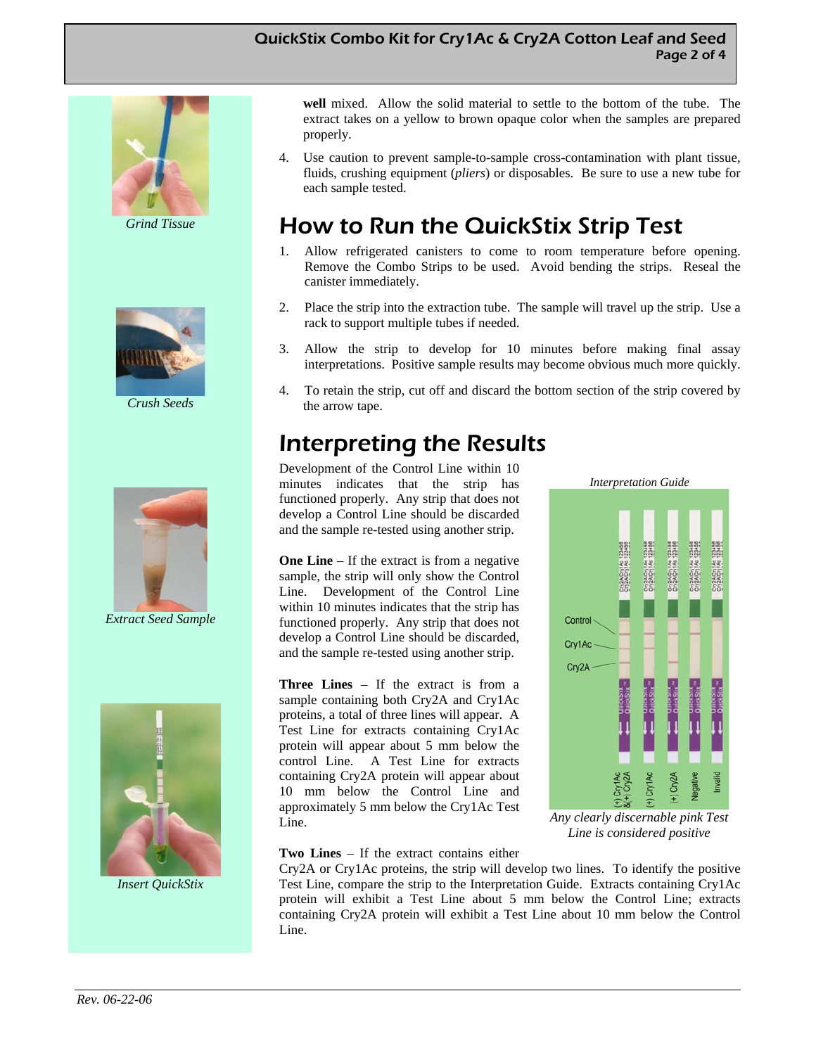**well** mixed. Allow the solid material to settle to the bottom of the tube. The extract takes on a yellow to brown opaque color when the samples are prepared properly.

4. Use caution to prevent sample-to-sample cross-contamination with plant tissue, fluids, crushing equipment (*pliers*) or disposables. Be sure to use a new tube for each sample tested.

*Grind Tissue*

*Crush Seeds*

*Extract Seed Sample*

*Insert QuickStix*

## How to Run the QuickStix Strip Test

1. Allow refrigerated canisters to come to room temperature before opening. Remove the Combo Strips to be used. Avoid bending the strips. Reseal the canister immediately.
2. Place the strip into the extraction tube. The sample will travel up the strip. Use a rack to support multiple tubes if needed.
3. Allow the strip to develop for 10 minutes before making final assay interpretations. Positive sample results may become obvious much more quickly.
4. To retain the strip, cut off and discard the bottom section of the strip covered by the arrow tape.

## Interpreting the Results

Development of the Control Line within 10 minutes indicates that the strip has functioned properly. Any strip that does not develop a Control Line should be discarded and the sample re-tested using another strip.

**One Line** – If the extract is from a negative sample, the strip will only show the Control Line. Development of the Control Line within 10 minutes indicates that the strip has functioned properly. Any strip that does not develop a Control Line should be discarded, and the sample re-tested using another strip.

**Three Lines** – If the extract is from a sample containing both Cry2A and Cry1Ac proteins, a total of three lines will appear. A Test Line for extracts containing Cry1Ac protein will appear about 5 mm below the control Line. A Test Line for extracts containing Cry2A protein will appear about 10 mm below the Control Line and approximately 5 mm below the Cry1Ac Test Line.

*Interpretation Guide*

*Any clearly discernable pink Test Line is considered positive*

**Two Lines** – If the extract contains either Cry2A or Cry1Ac proteins, the strip will develop two lines. To identify the positive Test Line, compare the strip to the Interpretation Guide. Extracts containing Cry1Ac protein will exhibit a Test Line about 5 mm below the Control Line; extracts containing Cry2A protein will exhibit a Test Line about 10 mm below the Control Line.

*Rev. 06-22-06*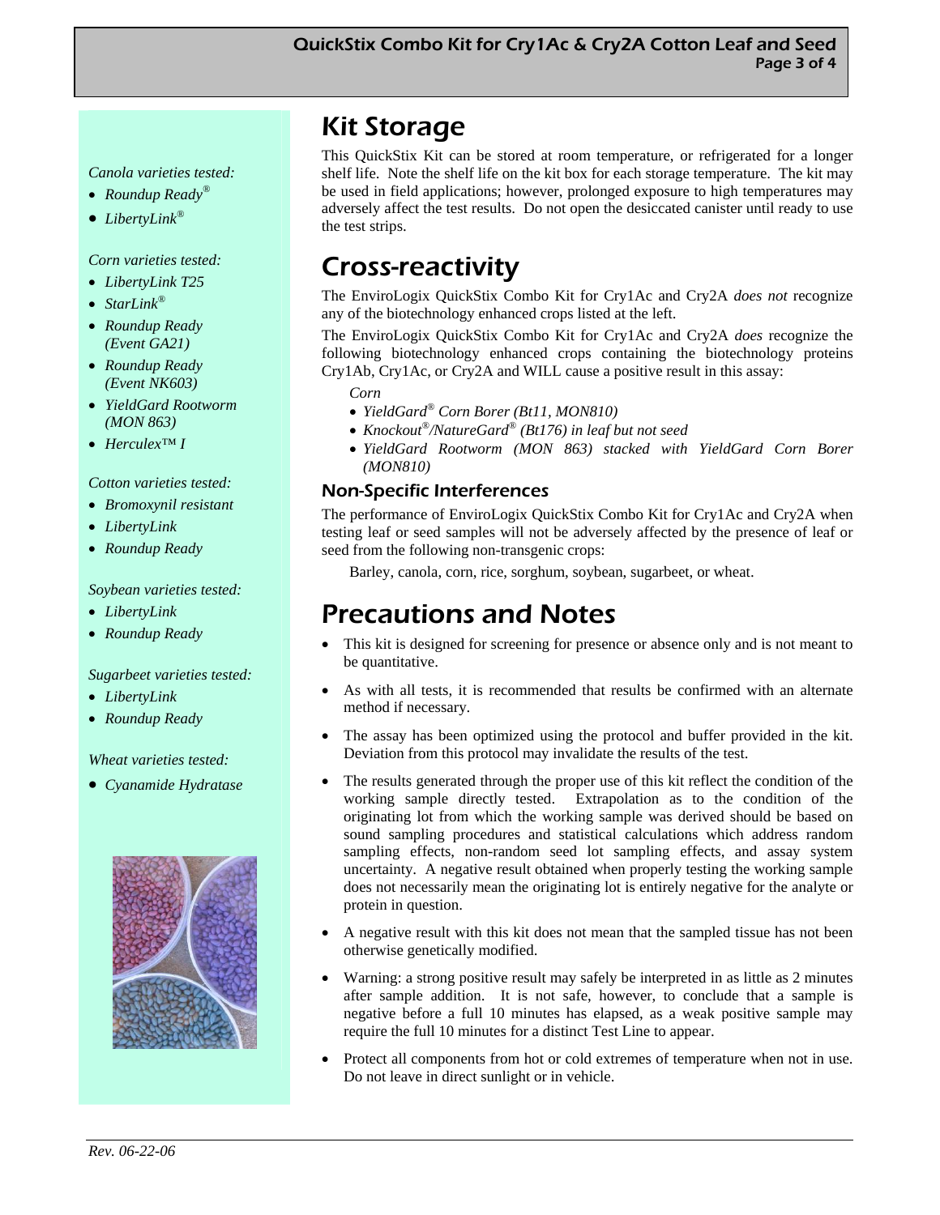*Canola varieties tested:*

- *Roundup Ready®*
- *LibertyLink®*

*Corn varieties tested:*

- *LibertyLink T25*
- *StarLink®*
- *Roundup Ready (Event GA21)*
- *Roundup Ready (Event NK603)*
- *YieldGard Rootworm (MON 863)*
- *Herculex™ I*

*Cotton varieties tested:*

- *Bromoxynil resistant*
- *LibertyLink*
- *Roundup Ready*

*Soybean varieties tested:*

- *LibertyLink*
- *Roundup Ready*

*Sugarbeet varieties tested:*

- *LibertyLink*
- *Roundup Ready*

*Wheat varieties tested:*

- *Cyanamide Hydratase*

# Kit Storage

This QuickStix Kit can be stored at room temperature, or refrigerated for a longer shelf life. Note the shelf life on the kit box for each storage temperature. The kit may be used in field applications; however, prolonged exposure to high temperatures may adversely affect the test results. Do not open the desiccated canister until ready to use the test strips.

# Cross-reactivity

The EnviroLogix QuickStix Combo Kit for Cry1Ac and Cry2A *does not* recognize any of the biotechnology enhanced crops listed at the left.

The EnviroLogix QuickStix Combo Kit for Cry1Ac and Cry2A *does* recognize the following biotechnology enhanced crops containing the biotechnology proteins Cry1Ab, Cry1Ac, or Cry2A and WILL cause a positive result in this assay:

*Corn*

- *YieldGard® Corn Borer (Bt11, MON810)*
- *Knockout®/NatureGard® (Bt176) in leaf but not seed*
- *YieldGard Rootworm (MON 863) stacked with YieldGard Corn Borer (MON810)*

## Non-Specific Interferences

The performance of EnviroLogix QuickStix Combo Kit for Cry1Ac and Cry2A when testing leaf or seed samples will not be adversely affected by the presence of leaf or seed from the following non-transgenic crops:

Barley, canola, corn, rice, sorghum, soybean, sugarbeet, or wheat.

# Precautions and Notes

- This kit is designed for screening for presence or absence only and is not meant to be quantitative.
- As with all tests, it is recommended that results be confirmed with an alternate method if necessary.
- The assay has been optimized using the protocol and buffer provided in the kit. Deviation from this protocol may invalidate the results of the test.
- The results generated through the proper use of this kit reflect the condition of the working sample directly tested. Extrapolation as to the condition of the originating lot from which the working sample was derived should be based on sound sampling procedures and statistical calculations which address random sampling effects, non-random seed lot sampling effects, and assay system uncertainty. A negative result obtained when properly testing the working sample does not necessarily mean the originating lot is entirely negative for the analyte or protein in question.
- A negative result with this kit does not mean that the sampled tissue has not been otherwise genetically modified.
- Warning: a strong positive result may safely be interpreted in as little as 2 minutes after sample addition. It is not safe, however, to conclude that a sample is negative before a full 10 minutes has elapsed, as a weak positive sample may require the full 10 minutes for a distinct Test Line to appear.
- Protect all components from hot or cold extremes of temperature when not in use. Do not leave in direct sunlight or in vehicle.

*Rev. 06-22-06*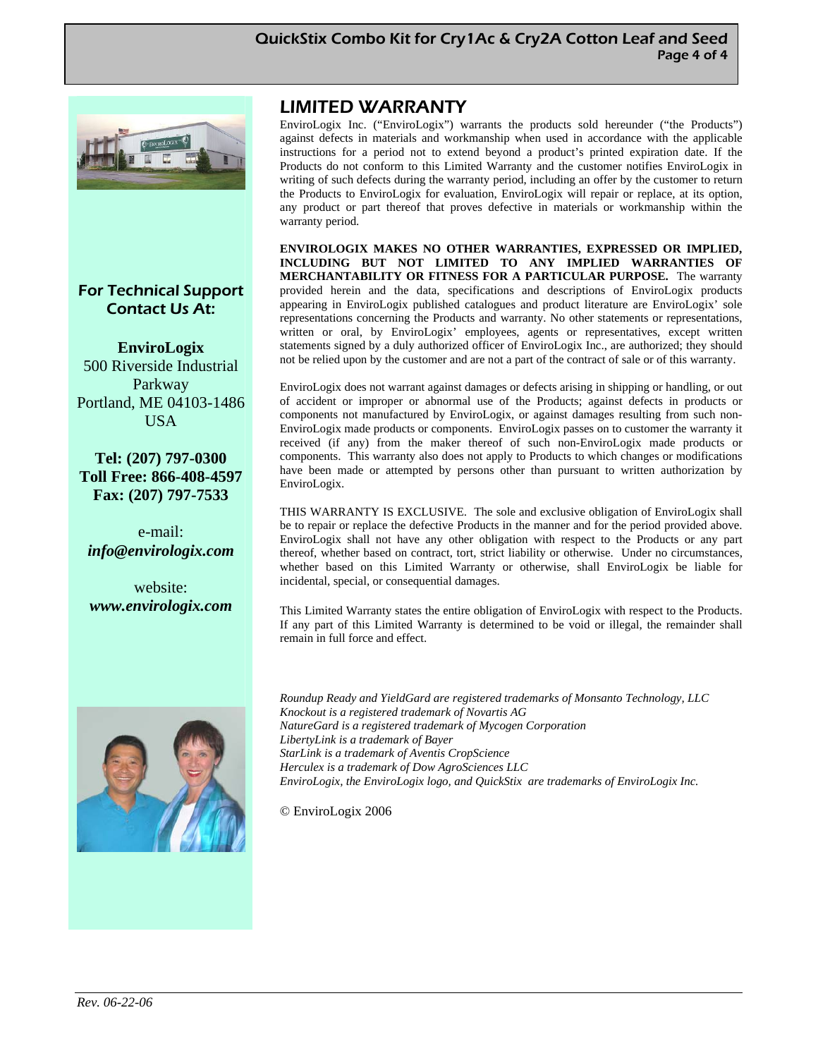## LIMITED WARRANTY

EnviroLogix Inc. ("EnviroLogix") warrants the products sold hereunder ("the Products") against defects in materials and workmanship when used in accordance with the applicable instructions for a period not to extend beyond a product's printed expiration date. If the Products do not conform to this Limited Warranty and the customer notifies EnviroLogix in writing of such defects during the warranty period, including an offer by the customer to return the Products to EnviroLogix for evaluation, EnviroLogix will repair or replace, at its option, any product or part thereof that proves defective in materials or workmanship within the warranty period.

**ENVIROLOGIX MAKES NO OTHER WARRANTIES, EXPRESSED OR IMPLIED, INCLUDING BUT NOT LIMITED TO ANY IMPLIED WARRANTIES OF MERCHANTABILITY OR FITNESS FOR A PARTICULAR PURPOSE.** The warranty provided herein and the data, specifications and descriptions of EnviroLogix products appearing in EnviroLogix published catalogues and product literature are EnviroLogix' sole representations concerning the Products and warranty. No other statements or representations, written or oral, by EnviroLogix' employees, agents or representatives, except written statements signed by a duly authorized officer of EnviroLogix Inc., are authorized; they should not be relied upon by the customer and are not a part of the contract of sale or of this warranty.

EnviroLogix does not warrant against damages or defects arising in shipping or handling, or out of accident or improper or abnormal use of the Products; against defects in products or components not manufactured by EnviroLogix, or against damages resulting from such non-EnviroLogix made products or components. EnviroLogix passes on to customer the warranty it received (if any) from the maker thereof of such non-EnviroLogix made products or components. This warranty also does not apply to Products to which changes or modifications have been made or attempted by persons other than pursuant to written authorization by EnviroLogix.

THIS WARRANTY IS EXCLUSIVE. The sole and exclusive obligation of EnviroLogix shall be to repair or replace the defective Products in the manner and for the period provided above. EnviroLogix shall not have any other obligation with respect to the Products or any part thereof, whether based on contract, tort, strict liability or otherwise. Under no circumstances, whether based on this Limited Warranty or otherwise, shall EnviroLogix be liable for incidental, special, or consequential damages.

This Limited Warranty states the entire obligation of EnviroLogix with respect to the Products. If any part of this Limited Warranty is determined to be void or illegal, the remainder shall remain in full force and effect.

### For Technical Support Contact Us At:

**EnviroLogix**
500 Riverside Industrial Parkway
Portland, ME 04103-1486
USA

**Tel: (207) 797-0300**
**Toll Free: 866-408-4597**
**Fax: (207) 797-7533**

e-mail:
***info@envirologix.com***

website:
***www.envirologix.com***

*Roundup Ready and YieldGard are registered trademarks of Monsanto Technology, LLC*
*Knockout is a registered trademark of Novartis AG*
*NatureGard is a registered trademark of Mycogen Corporation*
*LibertyLink is a trademark of Bayer*
*StarLink is a trademark of Aventis CropScience*
*Herculex is a trademark of Dow AgroSciences LLC*
*EnviroLogix, the EnviroLogix logo, and QuickStix are trademarks of EnviroLogix Inc.*

© EnviroLogix 2006

*Rev. 06-22-06*